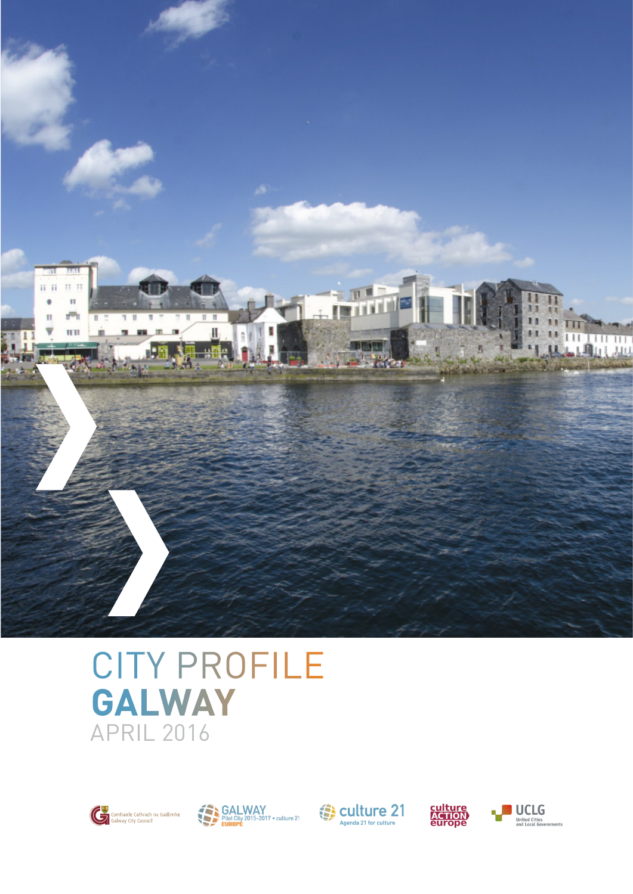# CITY PROFILE
# GALWAY
APRIL 2016

Comhairle Cathrach na Gaillimhe
Galway City Council

GALWAY
Pilot City 2015-2017 • culture 21
EUROPE

culture 21
Agenda 21 for culture

culture ACTION europe

UCLG
United Cities and Local Governments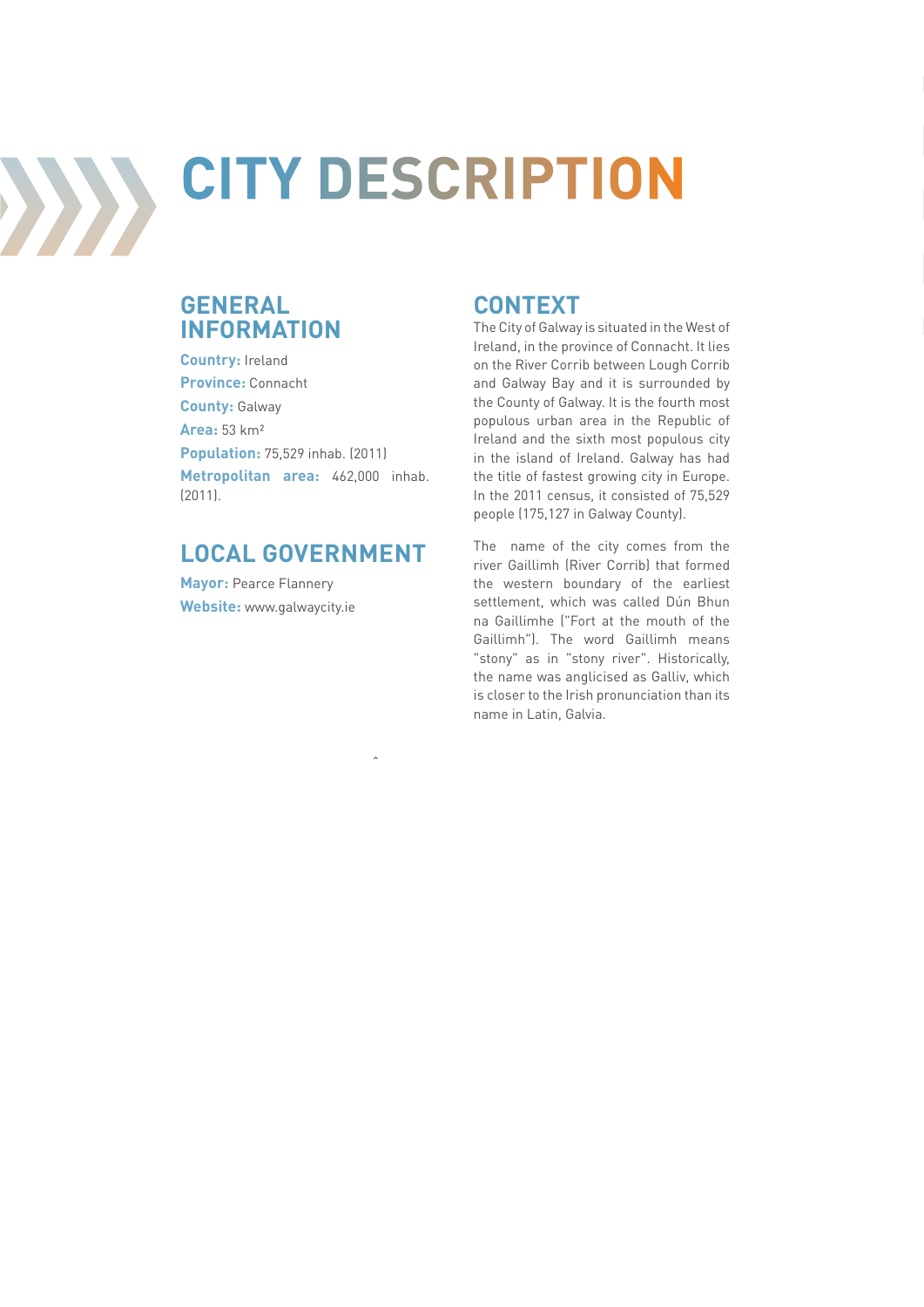# CITY DESCRIPTION

## GENERAL INFORMATION

**Country:** Ireland

**Province:** Connacht

**County:** Galway

**Area:** 53 km²

**Population:** 75,529 inhab. (2011)

**Metropolitan area:** 462,000 inhab. (2011).

## LOCAL GOVERNMENT

**Mayor:** Pearce Flannery

**Website:** www.galwaycity.ie

## CONTEXT

The City of Galway is situated in the West of Ireland, in the province of Connacht. It lies on the River Corrib between Lough Corrib and Galway Bay and it is surrounded by the County of Galway. It is the fourth most populous urban area in the Republic of Ireland and the sixth most populous city in the island of Ireland. Galway has had the title of fastest growing city in Europe. In the 2011 census, it consisted of 75,529 people (175,127 in Galway County).

The name of the city comes from the river Gaillimh (River Corrib) that formed the western boundary of the earliest settlement, which was called Dún Bhun na Gaillimhe ("Fort at the mouth of the Gaillimh"). The word Gaillimh means "stony" as in "stony river". Historically, the name was anglicised as Galliv, which is closer to the Irish pronunciation than its name in Latin, Galvia.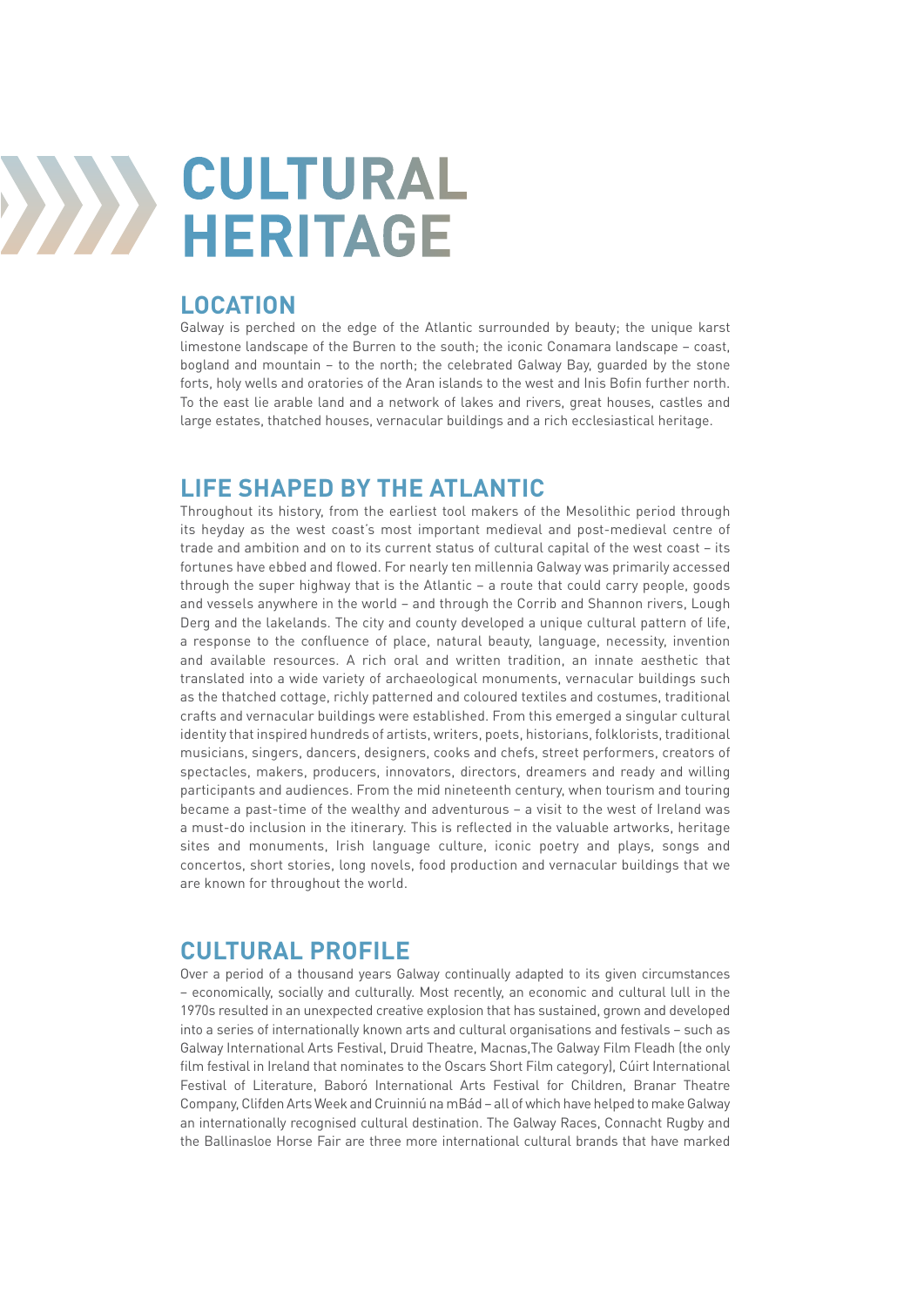# CULTURAL HERITAGE

## LOCATION

Galway is perched on the edge of the Atlantic surrounded by beauty; the unique karst limestone landscape of the Burren to the south; the iconic Conamara landscape – coast, bogland and mountain – to the north; the celebrated Galway Bay, guarded by the stone forts, holy wells and oratories of the Aran islands to the west and Inis Bofin further north. To the east lie arable land and a network of lakes and rivers, great houses, castles and large estates, thatched houses, vernacular buildings and a rich ecclesiastical heritage.

## LIFE SHAPED BY THE ATLANTIC

Throughout its history, from the earliest tool makers of the Mesolithic period through its heyday as the west coast's most important medieval and post-medieval centre of trade and ambition and on to its current status of cultural capital of the west coast – its fortunes have ebbed and flowed. For nearly ten millennia Galway was primarily accessed through the super highway that is the Atlantic – a route that could carry people, goods and vessels anywhere in the world – and through the Corrib and Shannon rivers, Lough Derg and the lakelands. The city and county developed a unique cultural pattern of life, a response to the confluence of place, natural beauty, language, necessity, invention and available resources. A rich oral and written tradition, an innate aesthetic that translated into a wide variety of archaeological monuments, vernacular buildings such as the thatched cottage, richly patterned and coloured textiles and costumes, traditional crafts and vernacular buildings were established. From this emerged a singular cultural identity that inspired hundreds of artists, writers, poets, historians, folklorists, traditional musicians, singers, dancers, designers, cooks and chefs, street performers, creators of spectacles, makers, producers, innovators, directors, dreamers and ready and willing participants and audiences. From the mid nineteenth century, when tourism and touring became a past-time of the wealthy and adventurous – a visit to the west of Ireland was a must-do inclusion in the itinerary. This is reflected in the valuable artworks, heritage sites and monuments, Irish language culture, iconic poetry and plays, songs and concertos, short stories, long novels, food production and vernacular buildings that we are known for throughout the world.

## CULTURAL PROFILE

Over a period of a thousand years Galway continually adapted to its given circumstances – economically, socially and culturally. Most recently, an economic and cultural lull in the 1970s resulted in an unexpected creative explosion that has sustained, grown and developed into a series of internationally known arts and cultural organisations and festivals – such as Galway International Arts Festival, Druid Theatre, Macnas,The Galway Film Fleadh (the only film festival in Ireland that nominates to the Oscars Short Film category), Cúirt International Festival of Literature, Baboró International Arts Festival for Children, Branar Theatre Company, Clifden Arts Week and Cruinniú na mBád – all of which have helped to make Galway an internationally recognised cultural destination. The Galway Races, Connacht Rugby and the Ballinasloe Horse Fair are three more international cultural brands that have marked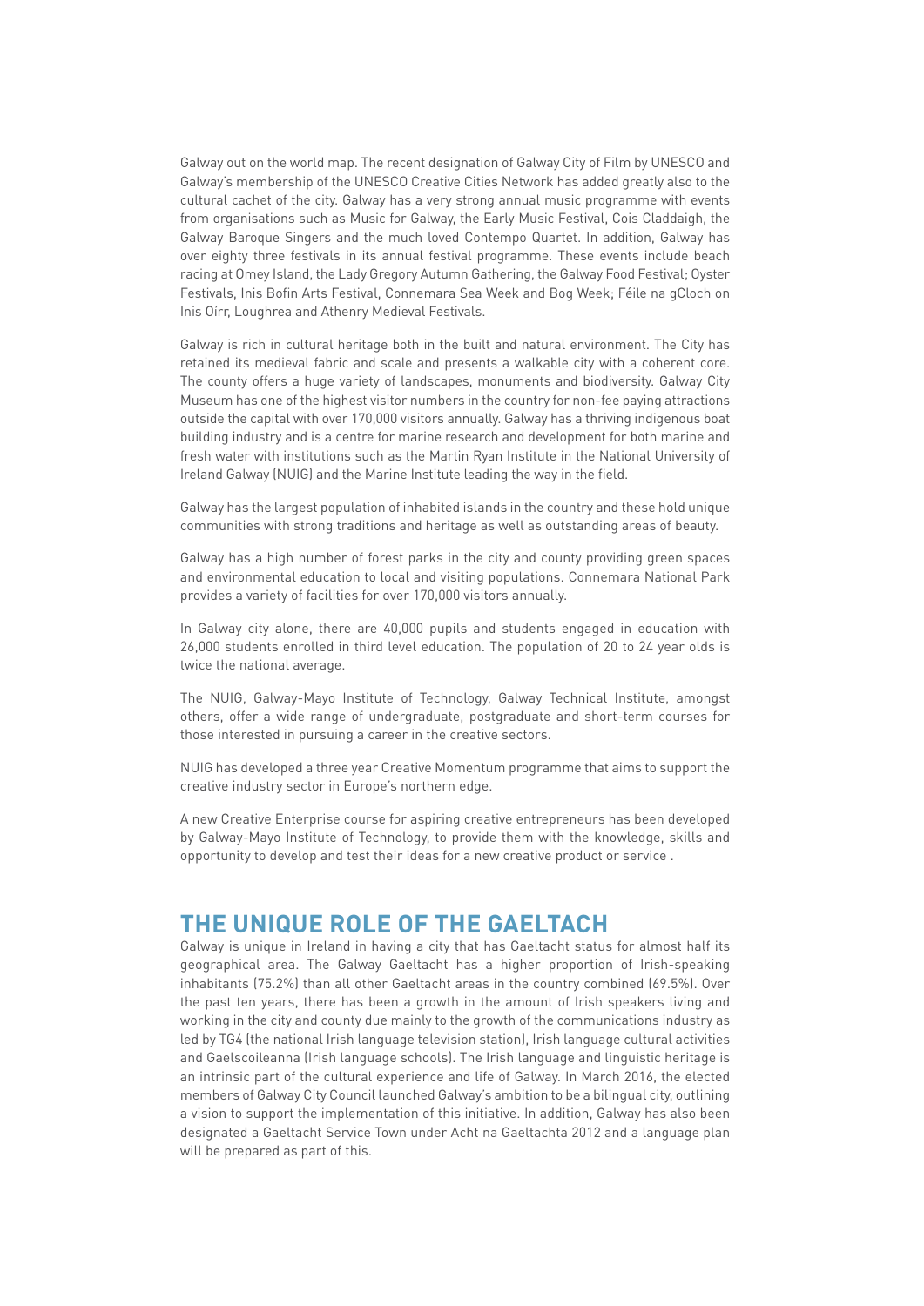Galway out on the world map. The recent designation of Galway City of Film by UNESCO and Galway's membership of the UNESCO Creative Cities Network has added greatly also to the cultural cachet of the city. Galway has a very strong annual music programme with events from organisations such as Music for Galway, the Early Music Festival, Cois Claddaigh, the Galway Baroque Singers and the much loved Contempo Quartet. In addition, Galway has over eighty three festivals in its annual festival programme. These events include beach racing at Omey Island, the Lady Gregory Autumn Gathering, the Galway Food Festival; Oyster Festivals, Inis Bofin Arts Festival, Connemara Sea Week and Bog Week; Féile na gCloch on Inis Oírr, Loughrea and Athenry Medieval Festivals.

Galway is rich in cultural heritage both in the built and natural environment. The City has retained its medieval fabric and scale and presents a walkable city with a coherent core. The county offers a huge variety of landscapes, monuments and biodiversity. Galway City Museum has one of the highest visitor numbers in the country for non-fee paying attractions outside the capital with over 170,000 visitors annually. Galway has a thriving indigenous boat building industry and is a centre for marine research and development for both marine and fresh water with institutions such as the Martin Ryan Institute in the National University of Ireland Galway (NUIG) and the Marine Institute leading the way in the field.

Galway has the largest population of inhabited islands in the country and these hold unique communities with strong traditions and heritage as well as outstanding areas of beauty.

Galway has a high number of forest parks in the city and county providing green spaces and environmental education to local and visiting populations. Connemara National Park provides a variety of facilities for over 170,000 visitors annually.

In Galway city alone, there are 40,000 pupils and students engaged in education with 26,000 students enrolled in third level education. The population of 20 to 24 year olds is twice the national average.

The NUIG, Galway-Mayo Institute of Technology, Galway Technical Institute, amongst others, offer a wide range of undergraduate, postgraduate and short-term courses for those interested in pursuing a career in the creative sectors.

NUIG has developed a three year Creative Momentum programme that aims to support the creative industry sector in Europe's northern edge.

A new Creative Enterprise course for aspiring creative entrepreneurs has been developed by Galway-Mayo Institute of Technology, to provide them with the knowledge, skills and opportunity to develop and test their ideas for a new creative product or service .

## THE UNIQUE ROLE OF THE GAELTACH

Galway is unique in Ireland in having a city that has Gaeltacht status for almost half its geographical area. The Galway Gaeltacht has a higher proportion of Irish-speaking inhabitants (75.2%) than all other Gaeltacht areas in the country combined (69.5%). Over the past ten years, there has been a growth in the amount of Irish speakers living and working in the city and county due mainly to the growth of the communications industry as led by TG4 (the national Irish language television station), Irish language cultural activities and Gaelscoileanna (Irish language schools). The Irish language and linguistic heritage is an intrinsic part of the cultural experience and life of Galway. In March 2016, the elected members of Galway City Council launched Galway's ambition to be a bilingual city, outlining a vision to support the implementation of this initiative. In addition, Galway has also been designated a Gaeltacht Service Town under Acht na Gaeltachta 2012 and a language plan will be prepared as part of this.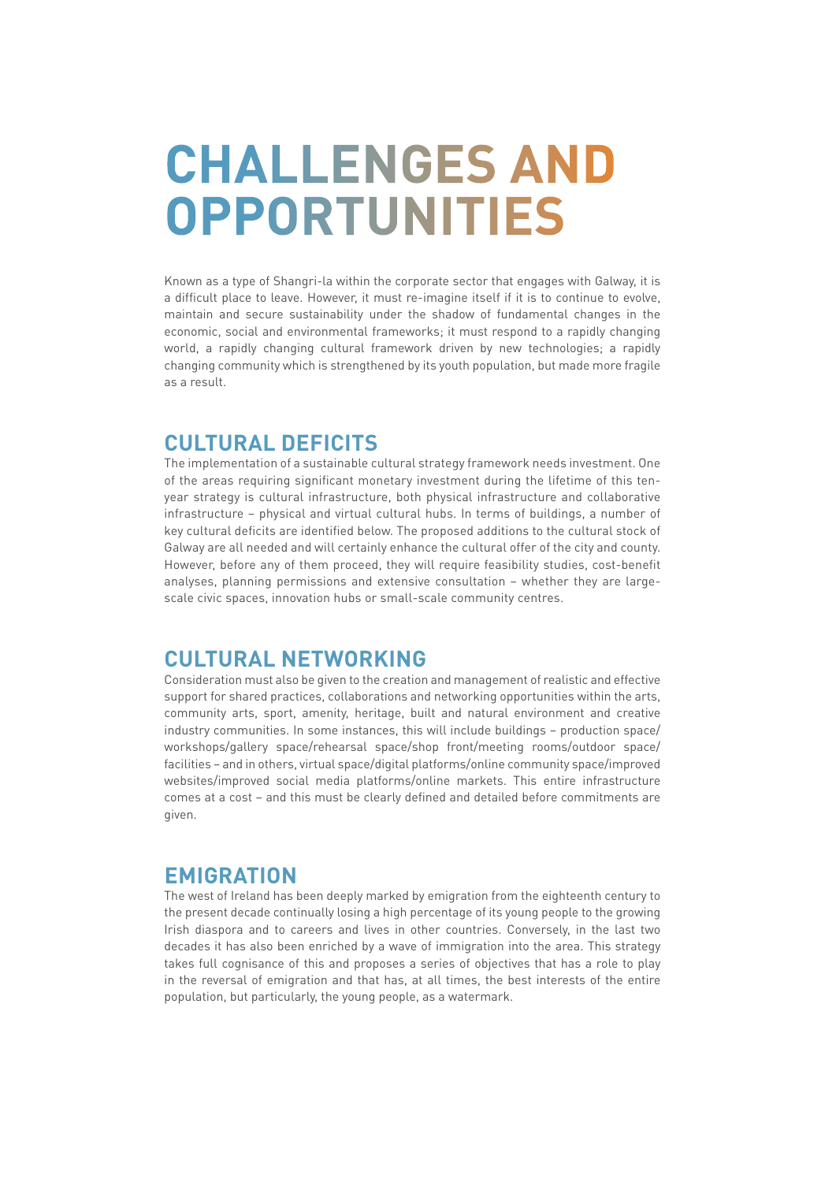# CHALLENGES AND OPPORTUNITIES

Known as a type of Shangri-la within the corporate sector that engages with Galway, it is a difficult place to leave. However, it must re-imagine itself if it is to continue to evolve, maintain and secure sustainability under the shadow of fundamental changes in the economic, social and environmental frameworks; it must respond to a rapidly changing world, a rapidly changing cultural framework driven by new technologies; a rapidly changing community which is strengthened by its youth population, but made more fragile as a result.

## CULTURAL DEFICITS

The implementation of a sustainable cultural strategy framework needs investment. One of the areas requiring significant monetary investment during the lifetime of this ten-year strategy is cultural infrastructure, both physical infrastructure and collaborative infrastructure – physical and virtual cultural hubs. In terms of buildings, a number of key cultural deficits are identified below. The proposed additions to the cultural stock of Galway are all needed and will certainly enhance the cultural offer of the city and county. However, before any of them proceed, they will require feasibility studies, cost-benefit analyses, planning permissions and extensive consultation – whether they are large-scale civic spaces, innovation hubs or small-scale community centres.

## CULTURAL NETWORKING

Consideration must also be given to the creation and management of realistic and effective support for shared practices, collaborations and networking opportunities within the arts, community arts, sport, amenity, heritage, built and natural environment and creative industry communities. In some instances, this will include buildings – production space/workshops/gallery space/rehearsal space/shop front/meeting rooms/outdoor space/facilities – and in others, virtual space/digital platforms/online community space/improved websites/improved social media platforms/online markets. This entire infrastructure comes at a cost – and this must be clearly defined and detailed before commitments are given.

## EMIGRATION

The west of Ireland has been deeply marked by emigration from the eighteenth century to the present decade continually losing a high percentage of its young people to the growing Irish diaspora and to careers and lives in other countries. Conversely, in the last two decades it has also been enriched by a wave of immigration into the area. This strategy takes full cognisance of this and proposes a series of objectives that has a role to play in the reversal of emigration and that has, at all times, the best interests of the entire population, but particularly, the young people, as a watermark.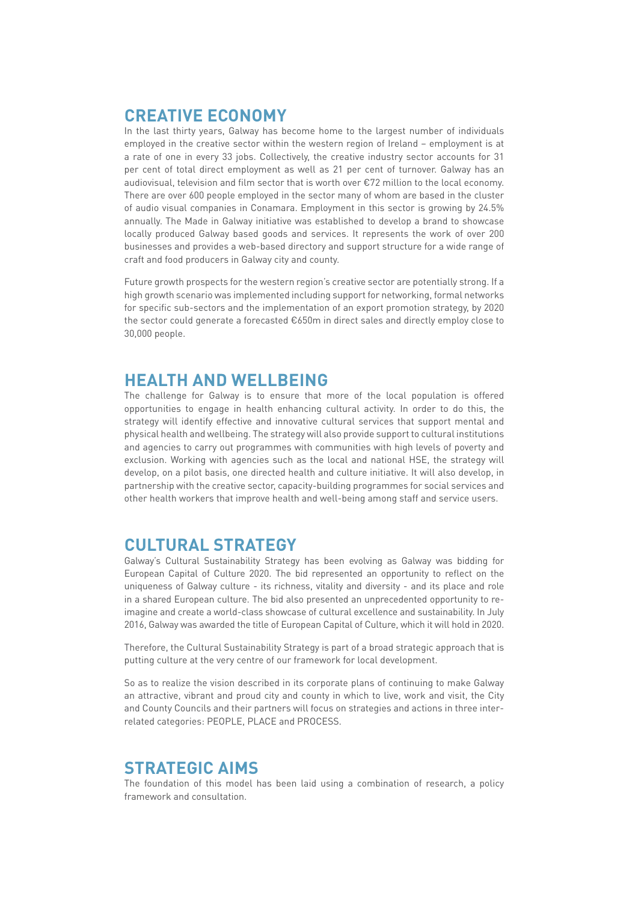## CREATIVE ECONOMY

In the last thirty years, Galway has become home to the largest number of individuals employed in the creative sector within the western region of Ireland – employment is at a rate of one in every 33 jobs. Collectively, the creative industry sector accounts for 31 per cent of total direct employment as well as 21 per cent of turnover. Galway has an audiovisual, television and film sector that is worth over €72 million to the local economy. There are over 600 people employed in the sector many of whom are based in the cluster of audio visual companies in Conamara. Employment in this sector is growing by 24.5% annually. The Made in Galway initiative was established to develop a brand to showcase locally produced Galway based goods and services. It represents the work of over 200 businesses and provides a web-based directory and support structure for a wide range of craft and food producers in Galway city and county.

Future growth prospects for the western region's creative sector are potentially strong. If a high growth scenario was implemented including support for networking, formal networks for specific sub-sectors and the implementation of an export promotion strategy, by 2020 the sector could generate a forecasted €650m in direct sales and directly employ close to 30,000 people.

## HEALTH AND WELLBEING

The challenge for Galway is to ensure that more of the local population is offered opportunities to engage in health enhancing cultural activity. In order to do this, the strategy will identify effective and innovative cultural services that support mental and physical health and wellbeing. The strategy will also provide support to cultural institutions and agencies to carry out programmes with communities with high levels of poverty and exclusion. Working with agencies such as the local and national HSE, the strategy will develop, on a pilot basis, one directed health and culture initiative. It will also develop, in partnership with the creative sector, capacity-building programmes for social services and other health workers that improve health and well-being among staff and service users.

## CULTURAL STRATEGY

Galway's Cultural Sustainability Strategy has been evolving as Galway was bidding for European Capital of Culture 2020. The bid represented an opportunity to reflect on the uniqueness of Galway culture - its richness, vitality and diversity - and its place and role in a shared European culture. The bid also presented an unprecedented opportunity to re-imagine and create a world-class showcase of cultural excellence and sustainability. In July 2016, Galway was awarded the title of European Capital of Culture, which it will hold in 2020.

Therefore, the Cultural Sustainability Strategy is part of a broad strategic approach that is putting culture at the very centre of our framework for local development.

So as to realize the vision described in its corporate plans of continuing to make Galway an attractive, vibrant and proud city and county in which to live, work and visit, the City and County Councils and their partners will focus on strategies and actions in three inter-related categories: PEOPLE, PLACE and PROCESS.

## STRATEGIC AIMS

The foundation of this model has been laid using a combination of research, a policy framework and consultation.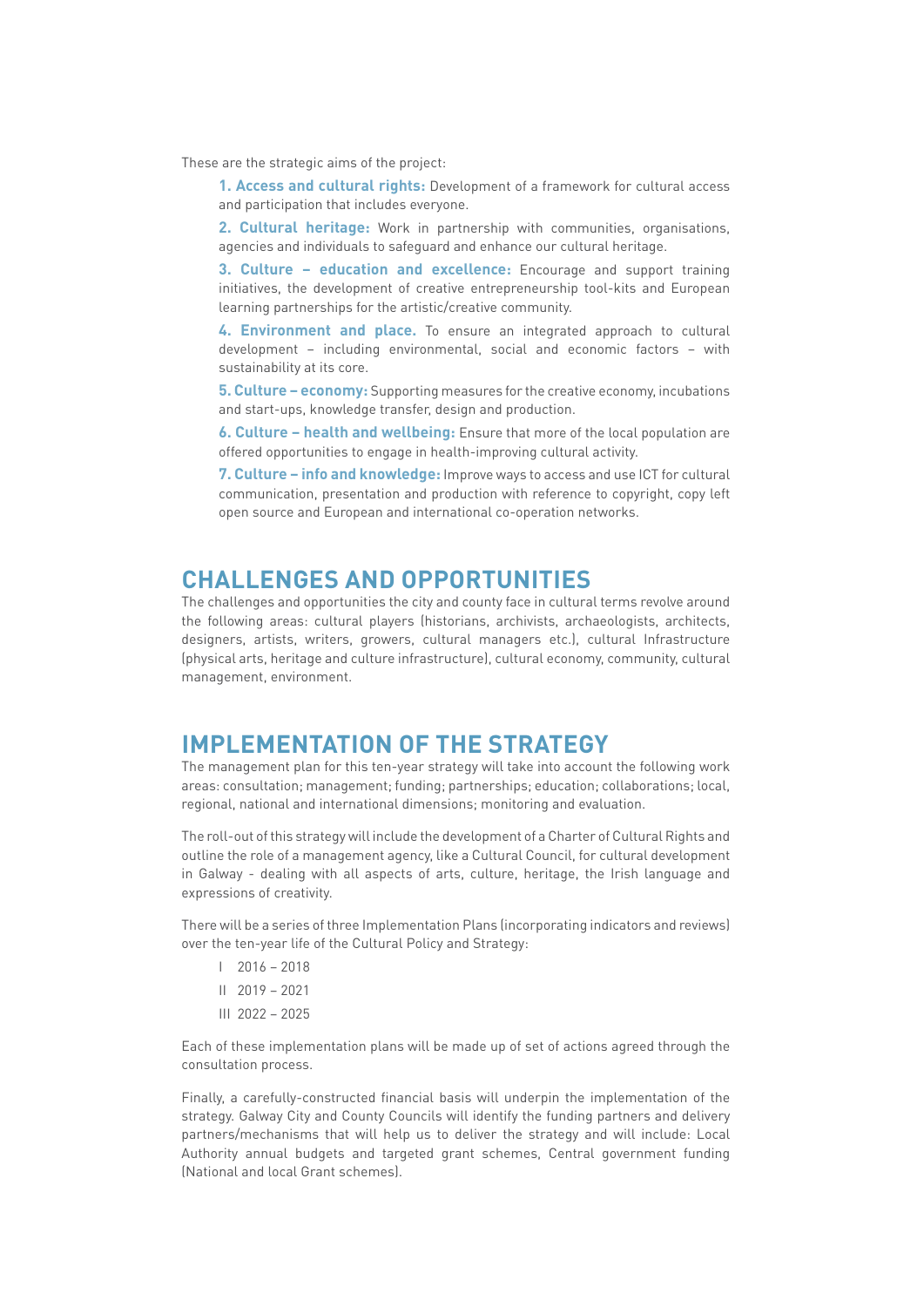These are the strategic aims of the project:

1. **Access and cultural rights:** Development of a framework for cultural access and participation that includes everyone.
2. **Cultural heritage:** Work in partnership with communities, organisations, agencies and individuals to safeguard and enhance our cultural heritage.
3. **Culture – education and excellence:** Encourage and support training initiatives, the development of creative entrepreneurship tool-kits and European learning partnerships for the artistic/creative community.
4. **Environment and place.** To ensure an integrated approach to cultural development – including environmental, social and economic factors – with sustainability at its core.
5. **Culture – economy:** Supporting measures for the creative economy, incubations and start-ups, knowledge transfer, design and production.
6. **Culture – health and wellbeing:** Ensure that more of the local population are offered opportunities to engage in health-improving cultural activity.
7. **Culture – info and knowledge:** Improve ways to access and use ICT for cultural communication, presentation and production with reference to copyright, copy left open source and European and international co-operation networks.

## CHALLENGES AND OPPORTUNITIES

The challenges and opportunities the city and county face in cultural terms revolve around the following areas: cultural players (historians, archivists, archaeologists, architects, designers, artists, writers, growers, cultural managers etc.), cultural Infrastructure (physical arts, heritage and culture infrastructure), cultural economy, community, cultural management, environment.

## IMPLEMENTATION OF THE STRATEGY

The management plan for this ten-year strategy will take into account the following work areas: consultation; management; funding; partnerships; education; collaborations; local, regional, national and international dimensions; monitoring and evaluation.

The roll-out of this strategy will include the development of a Charter of Cultural Rights and outline the role of a management agency, like a Cultural Council, for cultural development in Galway - dealing with all aspects of arts, culture, heritage, the Irish language and expressions of creativity.

There will be a series of three Implementation Plans (incorporating indicators and reviews) over the ten-year life of the Cultural Policy and Strategy:

- I 2016 – 2018
- II 2019 – 2021
- III 2022 – 2025

Each of these implementation plans will be made up of set of actions agreed through the consultation process.

Finally, a carefully-constructed financial basis will underpin the implementation of the strategy. Galway City and County Councils will identify the funding partners and delivery partners/mechanisms that will help us to deliver the strategy and will include: Local Authority annual budgets and targeted grant schemes, Central government funding (National and local Grant schemes).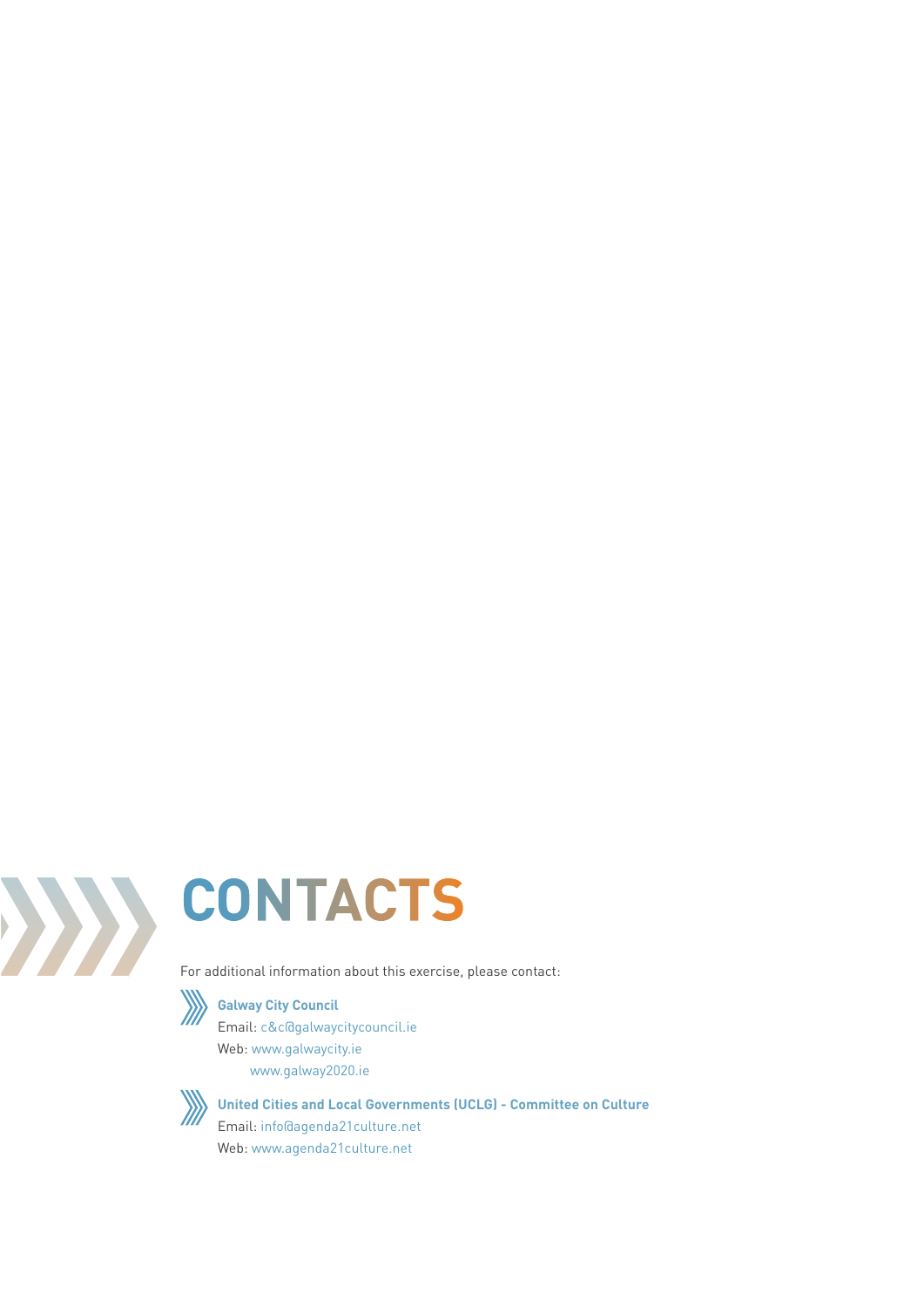# CONTACTS

For additional information about this exercise, please contact:

**Galway City Council**
Email: c&c@galwaycitycouncil.ie
Web: www.galwaycity.ie
www.galway2020.ie

**United Cities and Local Governments (UCLG) - Committee on Culture**
Email: info@agenda21culture.net
Web: www.agenda21culture.net